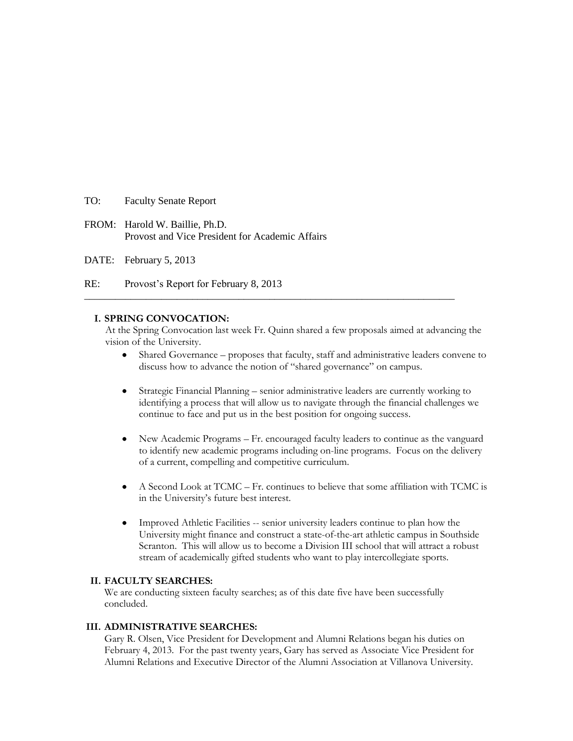TO: Faculty Senate Report

FROM: Harold W. Baillie, Ph.D.
Provost and Vice President for Academic Affairs

DATE: February 5, 2013

RE: Provost's Report for February 8, 2013

---

## I. SPRING CONVOCATION:

At the Spring Convocation last week Fr. Quinn shared a few proposals aimed at advancing the vision of the University.

- Shared Governance – proposes that faculty, staff and administrative leaders convene to discuss how to advance the notion of "shared governance" on campus.

- Strategic Financial Planning – senior administrative leaders are currently working to identifying a process that will allow us to navigate through the financial challenges we continue to face and put us in the best position for ongoing success.

- New Academic Programs – Fr. encouraged faculty leaders to continue as the vanguard to identify new academic programs including on-line programs. Focus on the delivery of a current, compelling and competitive curriculum.

- A Second Look at TCMC – Fr. continues to believe that some affiliation with TCMC is in the University's future best interest.

- Improved Athletic Facilities -- senior university leaders continue to plan how the University might finance and construct a state-of-the-art athletic campus in Southside Scranton. This will allow us to become a Division III school that will attract a robust stream of academically gifted students who want to play intercollegiate sports.

## II. FACULTY SEARCHES:

We are conducting sixteen faculty searches; as of this date five have been successfully concluded.

## III. ADMINISTRATIVE SEARCHES:

Gary R. Olsen, Vice President for Development and Alumni Relations began his duties on February 4, 2013. For the past twenty years, Gary has served as Associate Vice President for Alumni Relations and Executive Director of the Alumni Association at Villanova University.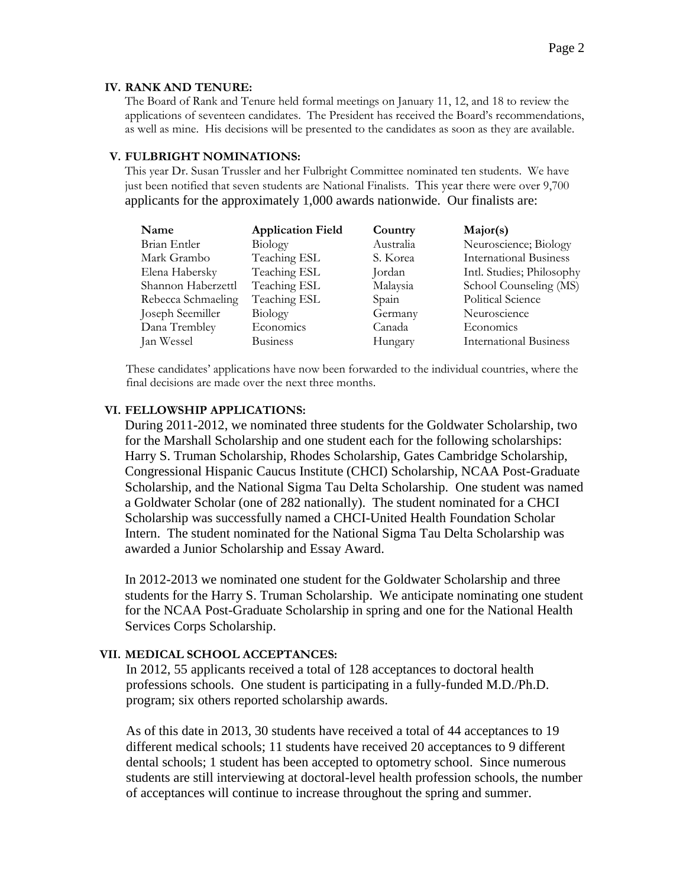## IV. RANK AND TENURE:

The Board of Rank and Tenure held formal meetings on January 11, 12, and 18 to review the applications of seventeen candidates. The President has received the Board's recommendations, as well as mine. His decisions will be presented to the candidates as soon as they are available.

## V. FULBRIGHT NOMINATIONS:

This year Dr. Susan Trussler and her Fulbright Committee nominated ten students. We have just been notified that seven students are National Finalists. This year there were over 9,700 applicants for the approximately 1,000 awards nationwide. Our finalists are:

| Name | Application Field | Country | Major(s) |
|---|---|---|---|
| Brian Entler | Biology | Australia | Neuroscience; Biology |
| Mark Grambo | Teaching ESL | S. Korea | International Business |
| Elena Habersky | Teaching ESL | Jordan | Intl. Studies; Philosophy |
| Shannon Haberzettl | Teaching ESL | Malaysia | School Counseling (MS) |
| Rebecca Schmaeling | Teaching ESL | Spain | Political Science |
| Joseph Seemiller | Biology | Germany | Neuroscience |
| Dana Trembley | Economics | Canada | Economics |
| Jan Wessel | Business | Hungary | International Business |

These candidates' applications have now been forwarded to the individual countries, where the final decisions are made over the next three months.

## VI. FELLOWSHIP APPLICATIONS:

During 2011-2012, we nominated three students for the Goldwater Scholarship, two for the Marshall Scholarship and one student each for the following scholarships: Harry S. Truman Scholarship, Rhodes Scholarship, Gates Cambridge Scholarship, Congressional Hispanic Caucus Institute (CHCI) Scholarship, NCAA Post-Graduate Scholarship, and the National Sigma Tau Delta Scholarship. One student was named a Goldwater Scholar (one of 282 nationally). The student nominated for a CHCI Scholarship was successfully named a CHCI-United Health Foundation Scholar Intern. The student nominated for the National Sigma Tau Delta Scholarship was awarded a Junior Scholarship and Essay Award.

In 2012-2013 we nominated one student for the Goldwater Scholarship and three students for the Harry S. Truman Scholarship. We anticipate nominating one student for the NCAA Post-Graduate Scholarship in spring and one for the National Health Services Corps Scholarship.

## VII. MEDICAL SCHOOL ACCEPTANCES:

In 2012, 55 applicants received a total of 128 acceptances to doctoral health professions schools. One student is participating in a fully-funded M.D./Ph.D. program; six others reported scholarship awards.

As of this date in 2013, 30 students have received a total of 44 acceptances to 19 different medical schools; 11 students have received 20 acceptances to 9 different dental schools; 1 student has been accepted to optometry school. Since numerous students are still interviewing at doctoral-level health profession schools, the number of acceptances will continue to increase throughout the spring and summer.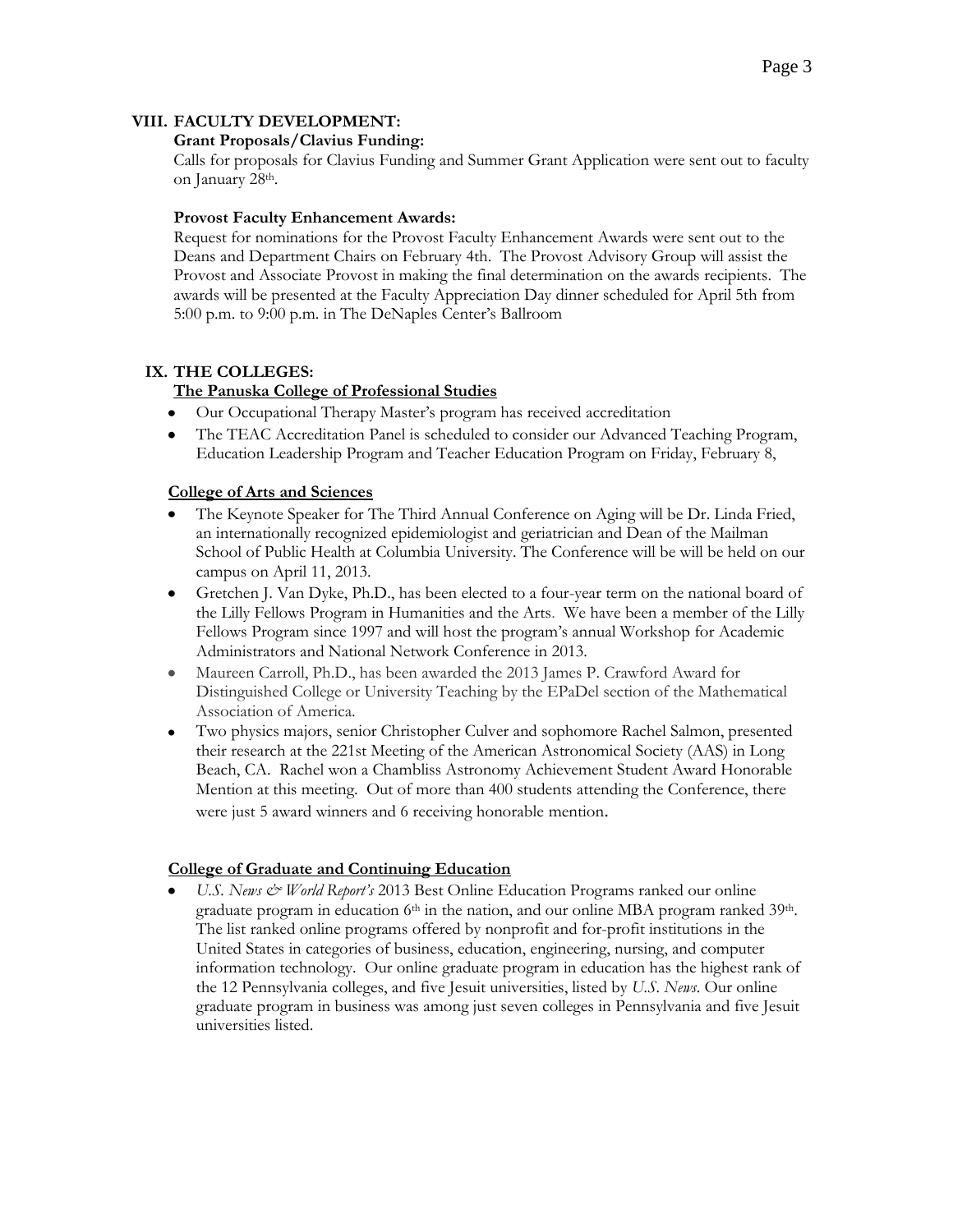## VIII. FACULTY DEVELOPMENT:

**Grant Proposals/Clavius Funding:**

Calls for proposals for Clavius Funding and Summer Grant Application were sent out to faculty on January 28th.

**Provost Faculty Enhancement Awards:**

Request for nominations for the Provost Faculty Enhancement Awards were sent out to the Deans and Department Chairs on February 4th. The Provost Advisory Group will assist the Provost and Associate Provost in making the final determination on the awards recipients. The awards will be presented at the Faculty Appreciation Day dinner scheduled for April 5th from 5:00 p.m. to 9:00 p.m. in The DeNaples Center's Ballroom

## IX. THE COLLEGES:

**The Panuska College of Professional Studies**

- Our Occupational Therapy Master's program has received accreditation
- The TEAC Accreditation Panel is scheduled to consider our Advanced Teaching Program, Education Leadership Program and Teacher Education Program on Friday, February 8,

**College of Arts and Sciences**

- The Keynote Speaker for The Third Annual Conference on Aging will be Dr. Linda Fried, an internationally recognized epidemiologist and geriatrician and Dean of the Mailman School of Public Health at Columbia University. The Conference will be will be held on our campus on April 11, 2013.
- Gretchen J. Van Dyke, Ph.D., has been elected to a four-year term on the national board of the Lilly Fellows Program in Humanities and the Arts. We have been a member of the Lilly Fellows Program since 1997 and will host the program's annual Workshop for Academic Administrators and National Network Conference in 2013.
- Maureen Carroll, Ph.D., has been awarded the 2013 James P. Crawford Award for Distinguished College or University Teaching by the EPaDel section of the Mathematical Association of America.
- Two physics majors, senior Christopher Culver and sophomore Rachel Salmon, presented their research at the 221st Meeting of the American Astronomical Society (AAS) in Long Beach, CA. Rachel won a Chambliss Astronomy Achievement Student Award Honorable Mention at this meeting. Out of more than 400 students attending the Conference, there were just 5 award winners and 6 receiving honorable mention.

**College of Graduate and Continuing Education**

- *U.S. News & World Report's* 2013 Best Online Education Programs ranked our online graduate program in education 6th in the nation, and our online MBA program ranked 39th. The list ranked online programs offered by nonprofit and for-profit institutions in the United States in categories of business, education, engineering, nursing, and computer information technology. Our online graduate program in education has the highest rank of the 12 Pennsylvania colleges, and five Jesuit universities, listed by *U.S. News*. Our online graduate program in business was among just seven colleges in Pennsylvania and five Jesuit universities listed.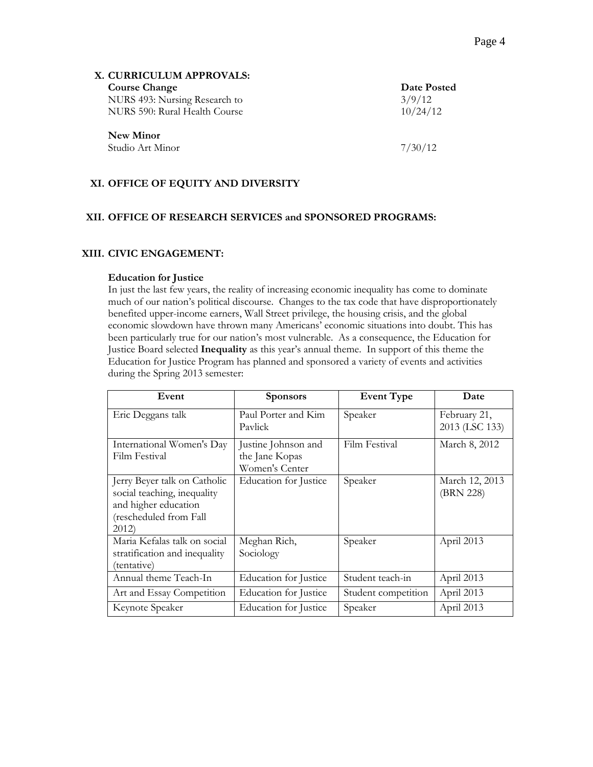## X. CURRICULUM APPROVALS:

| **Course Change** | **Date Posted** |
|---|---|
| NURS 493: Nursing Research to | 3/9/12 |
| NURS 590: Rural Health Course | 10/24/12 |

**New Minor**

| | |
|---|---|
| Studio Art Minor | 7/30/12 |

## XI. OFFICE OF EQUITY AND DIVERSITY

## XII. OFFICE OF RESEARCH SERVICES and SPONSORED PROGRAMS:

## XIII. CIVIC ENGAGEMENT:

### Education for Justice

In just the last few years, the reality of increasing economic inequality has come to dominate much of our nation's political discourse. Changes to the tax code that have disproportionately benefited upper-income earners, Wall Street privilege, the housing crisis, and the global economic slowdown have thrown many Americans' economic situations into doubt. This has been particularly true for our nation's most vulnerable. As a consequence, the Education for Justice Board selected **Inequality** as this year's annual theme. In support of this theme the Education for Justice Program has planned and sponsored a variety of events and activities during the Spring 2013 semester:

| Event | Sponsors | Event Type | Date |
|---|---|---|---|
| Eric Deggans talk | Paul Porter and Kim Pavlick | Speaker | February 21, 2013 (LSC 133) |
| International Women's Day Film Festival | Justine Johnson and the Jane Kopas Women's Center | Film Festival | March 8, 2012 |
| Jerry Beyer talk on Catholic social teaching, inequality and higher education (rescheduled from Fall 2012) | Education for Justice | Speaker | March 12, 2013 (BRN 228) |
| Maria Kefalas talk on social stratification and inequality (tentative) | Meghan Rich, Sociology | Speaker | April 2013 |
| Annual theme Teach-In | Education for Justice | Student teach-in | April 2013 |
| Art and Essay Competition | Education for Justice | Student competition | April 2013 |
| Keynote Speaker | Education for Justice | Speaker | April 2013 |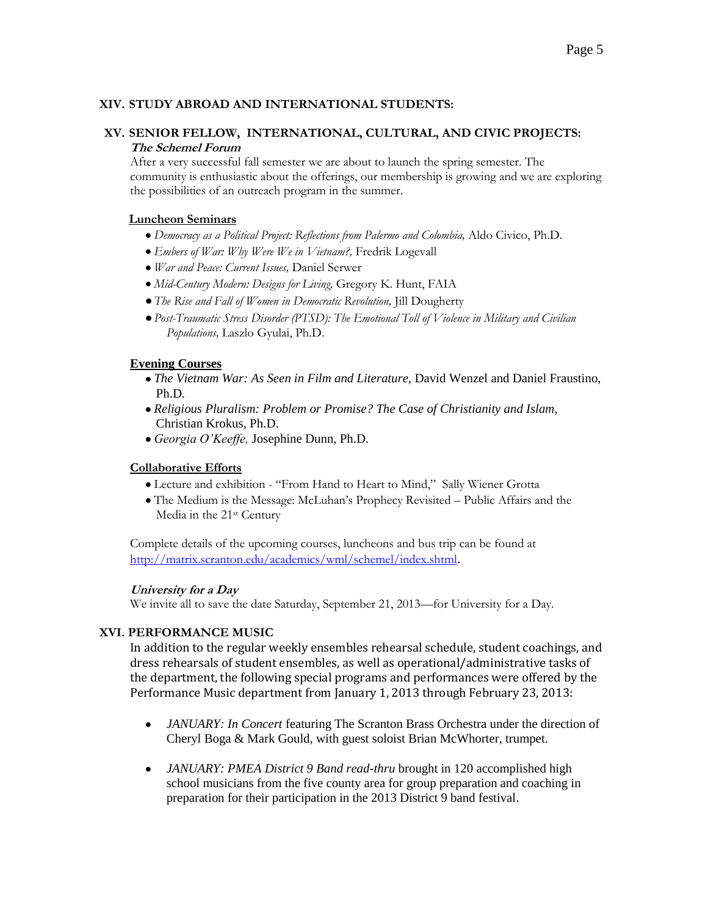## XIV. STUDY ABROAD AND INTERNATIONAL STUDENTS:

## XV. SENIOR FELLOW, INTERNATIONAL, CULTURAL, AND CIVIC PROJECTS:

***The Schemel Forum***

After a very successful fall semester we are about to launch the spring semester. The community is enthusiastic about the offerings, our membership is growing and we are exploring the possibilities of an outreach program in the summer.

**Luncheon Seminars**

- *Democracy as a Political Project: Reflections from Palermo and Colombia,* Aldo Civico, Ph.D.
- *Embers of War: Why Were We in Vietnam?,* Fredrik Logevall
- *War and Peace: Current Issues,* Daniel Serwer
- *Mid-Century Modern: Designs for Living,* Gregory K. Hunt, FAIA
- *The Rise and Fall of Women in Democratic Revolution,* Jill Dougherty
- *Post-Traumatic Stress Disorder (PTSD): The Emotional Toll of Violence in Military and Civilian Populations,* Laszlo Gyulai, Ph.D.

**Evening Courses**

- *The Vietnam War: As Seen in Film and Literature*, David Wenzel and Daniel Fraustino, Ph.D.
- *Religious Pluralism: Problem or Promise? The Case of Christianity and Islam,* Christian Krokus, Ph.D.
- *Georgia O'Keeffe,* Josephine Dunn, Ph.D.

**Collaborative Efforts**

- Lecture and exhibition - "From Hand to Heart to Mind," Sally Wiener Grotta
- The Medium is the Message: McLuhan's Prophecy Revisited – Public Affairs and the Media in the 21st Century

Complete details of the upcoming courses, luncheons and bus trip can be found at http://matrix.scranton.edu/academics/wml/schemel/index.shtml.

***University for a Day***

We invite all to save the date Saturday, September 21, 2013—for University for a Day.

## XVI. PERFORMANCE MUSIC

In addition to the regular weekly ensembles rehearsal schedule, student coachings, and dress rehearsals of student ensembles, as well as operational/administrative tasks of the department, the following special programs and performances were offered by the Performance Music department from January 1, 2013 through February 23, 2013:

- *JANUARY: In Concert* featuring The Scranton Brass Orchestra under the direction of Cheryl Boga & Mark Gould, with guest soloist Brian McWhorter, trumpet.
- *JANUARY: PMEA District 9 Band read-thru* brought in 120 accomplished high school musicians from the five county area for group preparation and coaching in preparation for their participation in the 2013 District 9 band festival.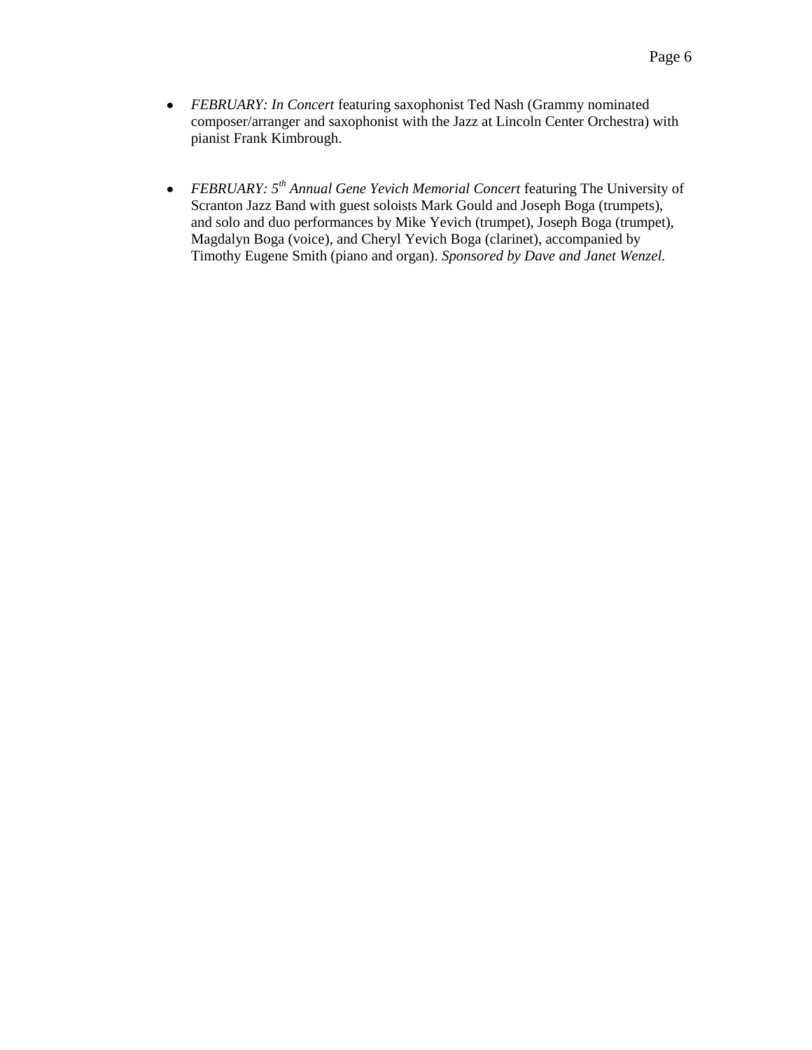- *FEBRUARY: In Concert* featuring saxophonist Ted Nash (Grammy nominated composer/arranger and saxophonist with the Jazz at Lincoln Center Orchestra) with pianist Frank Kimbrough.

- *FEBRUARY: 5th Annual Gene Yevich Memorial Concert* featuring The University of Scranton Jazz Band with guest soloists Mark Gould and Joseph Boga (trumpets), and solo and duo performances by Mike Yevich (trumpet), Joseph Boga (trumpet), Magdalyn Boga (voice), and Cheryl Yevich Boga (clarinet), accompanied by Timothy Eugene Smith (piano and organ). *Sponsored by Dave and Janet Wenzel.*